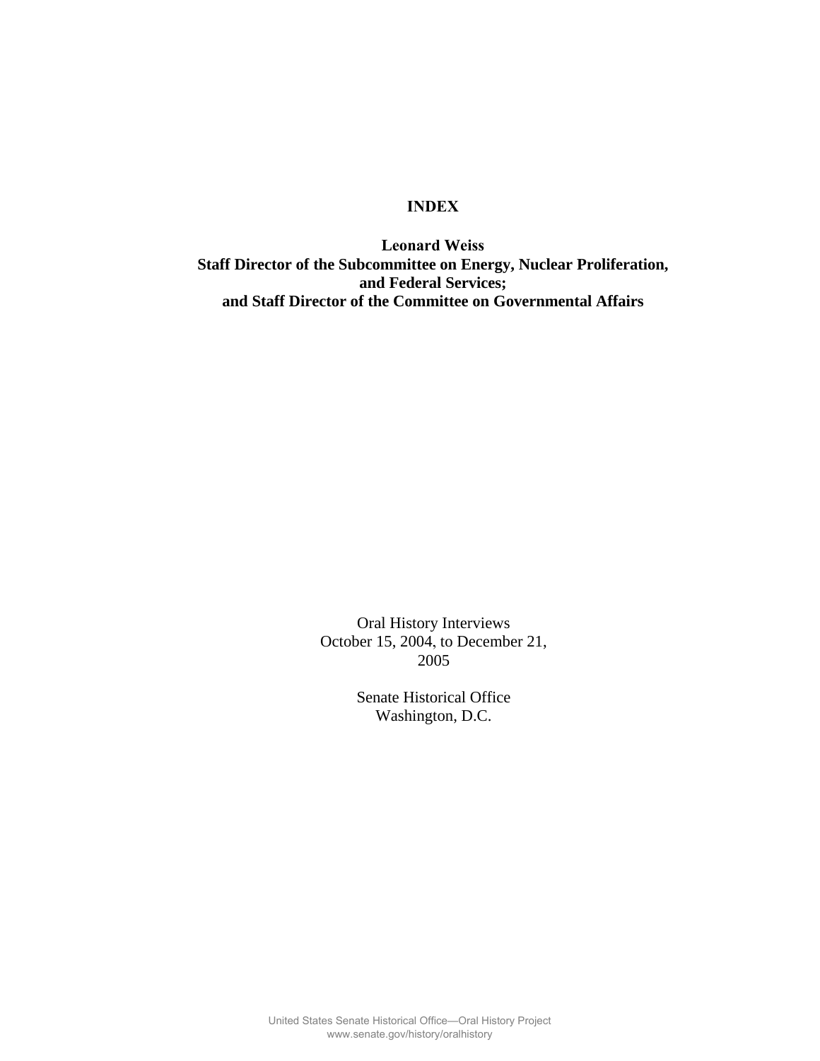# INDEX

**Leonard Weiss**
**Staff Director of the Subcommittee on Energy, Nuclear Proliferation, and Federal Services;**
**and Staff Director of the Committee on Governmental Affairs**

Oral History Interviews
October 15, 2004, to December 21, 2005

Senate Historical Office
Washington, D.C.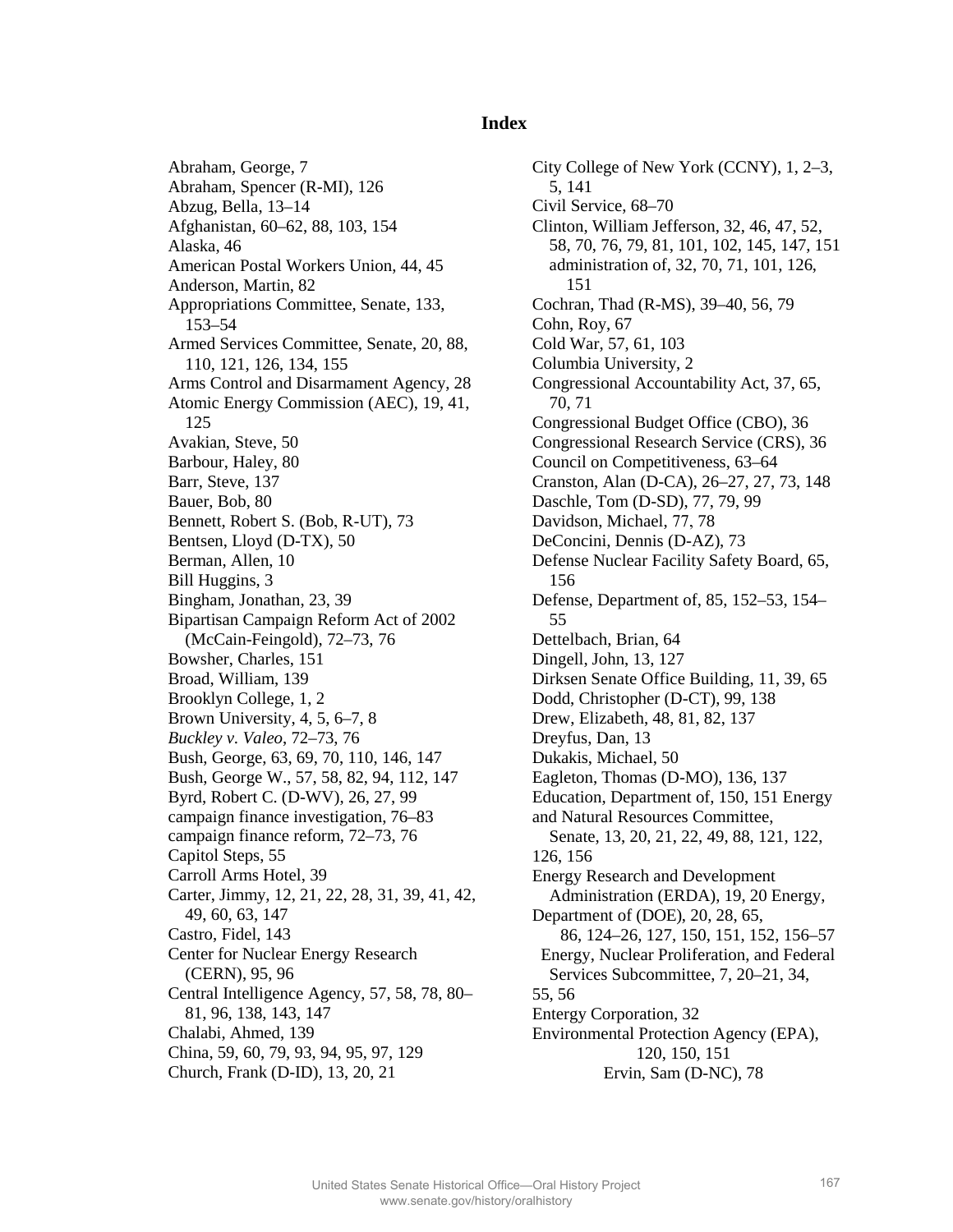# Index

Abraham, George, 7
Abraham, Spencer (R-MI), 126
Abzug, Bella, 13–14
Afghanistan, 60–62, 88, 103, 154
Alaska, 46
American Postal Workers Union, 44, 45
Anderson, Martin, 82
Appropriations Committee, Senate, 133, 153–54
Armed Services Committee, Senate, 20, 88, 110, 121, 126, 134, 155
Arms Control and Disarmament Agency, 28
Atomic Energy Commission (AEC), 19, 41, 125
Avakian, Steve, 50
Barbour, Haley, 80
Barr, Steve, 137
Bauer, Bob, 80
Bennett, Robert S. (Bob, R-UT), 73
Bentsen, Lloyd (D-TX), 50
Berman, Allen, 10
Bill Huggins, 3
Bingham, Jonathan, 23, 39
Bipartisan Campaign Reform Act of 2002 (McCain-Feingold), 72–73, 76
Bowsher, Charles, 151
Broad, William, 139
Brooklyn College, 1, 2
Brown University, 4, 5, 6–7, 8
*Buckley v. Valeo*, 72–73, 76
Bush, George, 63, 69, 70, 110, 146, 147
Bush, George W., 57, 58, 82, 94, 112, 147
Byrd, Robert C. (D-WV), 26, 27, 99
campaign finance investigation, 76–83
campaign finance reform, 72–73, 76
Capitol Steps, 55
Carroll Arms Hotel, 39
Carter, Jimmy, 12, 21, 22, 28, 31, 39, 41, 42, 49, 60, 63, 147
Castro, Fidel, 143
Center for Nuclear Energy Research (CERN), 95, 96
Central Intelligence Agency, 57, 58, 78, 80–81, 96, 138, 143, 147
Chalabi, Ahmed, 139
China, 59, 60, 79, 93, 94, 95, 97, 129
Church, Frank (D-ID), 13, 20, 21
City College of New York (CCNY), 1, 2–3, 5, 141
Civil Service, 68–70
Clinton, William Jefferson, 32, 46, 47, 52, 58, 70, 76, 79, 81, 101, 102, 145, 147, 151
  administration of, 32, 70, 71, 101, 126, 151
Cochran, Thad (R-MS), 39–40, 56, 79
Cohn, Roy, 67
Cold War, 57, 61, 103
Columbia University, 2
Congressional Accountability Act, 37, 65, 70, 71
Congressional Budget Office (CBO), 36
Congressional Research Service (CRS), 36
Council on Competitiveness, 63–64
Cranston, Alan (D-CA), 26–27, 27, 73, 148
Daschle, Tom (D-SD), 77, 79, 99
Davidson, Michael, 77, 78
DeConcini, Dennis (D-AZ), 73
Defense Nuclear Facility Safety Board, 65, 156
Defense, Department of, 85, 152–53, 154–55
Dettelbach, Brian, 64
Dingell, John, 13, 127
Dirksen Senate Office Building, 11, 39, 65
Dodd, Christopher (D-CT), 99, 138
Drew, Elizabeth, 48, 81, 82, 137
Dreyfus, Dan, 13
Dukakis, Michael, 50
Eagleton, Thomas (D-MO), 136, 137
Education, Department of, 150, 151
Energy and Natural Resources Committee, Senate, 13, 20, 21, 22, 49, 88, 121, 122, 126, 156
Energy Research and Development Administration (ERDA), 19, 20
Energy, Department of (DOE), 20, 28, 65, 86, 124–26, 127, 150, 151, 152, 156–57
  Energy, Nuclear Proliferation, and Federal Services Subcommittee, 7, 20–21, 34, 55, 56
Entergy Corporation, 32
Environmental Protection Agency (EPA), 120, 150, 151
Ervin, Sam (D-NC), 78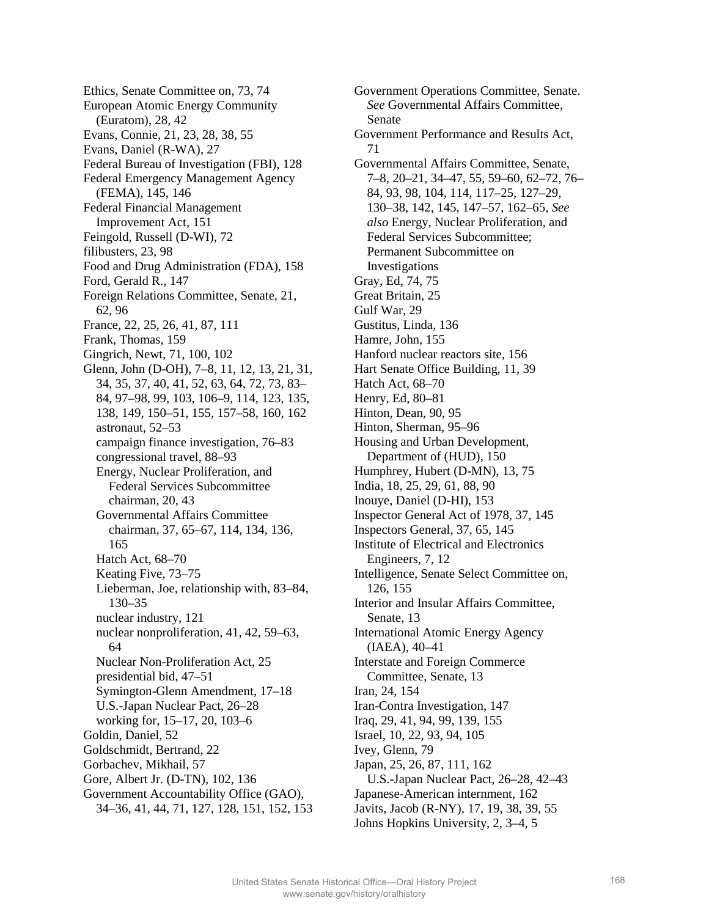Ethics, Senate Committee on, 73, 74
European Atomic Energy Community (Euratom), 28, 42
Evans, Connie, 21, 23, 28, 38, 55
Evans, Daniel (R-WA), 27
Federal Bureau of Investigation (FBI), 128
Federal Emergency Management Agency (FEMA), 145, 146
Federal Financial Management Improvement Act, 151
Feingold, Russell (D-WI), 72
filibusters, 23, 98
Food and Drug Administration (FDA), 158
Ford, Gerald R., 147
Foreign Relations Committee, Senate, 21, 62, 96
France, 22, 25, 26, 41, 87, 111
Frank, Thomas, 159
Gingrich, Newt, 71, 100, 102
Glenn, John (D-OH), 7–8, 11, 12, 13, 21, 31, 34, 35, 37, 40, 41, 52, 63, 64, 72, 73, 83–84, 97–98, 99, 103, 106–9, 114, 123, 135, 138, 149, 150–51, 155, 157–58, 160, 162
  astronaut, 52–53
  campaign finance investigation, 76–83
  congressional travel, 88–93
  Energy, Nuclear Proliferation, and Federal Services Subcommittee chairman, 20, 43
  Governmental Affairs Committee chairman, 37, 65–67, 114, 134, 136, 165
  Hatch Act, 68–70
  Keating Five, 73–75
  Lieberman, Joe, relationship with, 83–84, 130–35
  nuclear industry, 121
  nuclear nonproliferation, 41, 42, 59–63, 64
  Nuclear Non-Proliferation Act, 25
  presidential bid, 47–51
  Symington-Glenn Amendment, 17–18
  U.S.-Japan Nuclear Pact, 26–28
  working for, 15–17, 20, 103–6
Goldin, Daniel, 52
Goldschmidt, Bertrand, 22
Gorbachev, Mikhail, 57
Gore, Albert Jr. (D-TN), 102, 136
Government Accountability Office (GAO), 34–36, 41, 44, 71, 127, 128, 151, 152, 153
Government Operations Committee, Senate. *See* Governmental Affairs Committee, Senate
Government Performance and Results Act, 71
Governmental Affairs Committee, Senate, 7–8, 20–21, 34–47, 55, 59–60, 62–72, 76–84, 93, 98, 104, 114, 117–25, 127–29, 130–38, 142, 145, 147–57, 162–65, *See also* Energy, Nuclear Proliferation, and Federal Services Subcommittee; Permanent Subcommittee on Investigations
Gray, Ed, 74, 75
Great Britain, 25
Gulf War, 29
Gustitus, Linda, 136
Hamre, John, 155
Hanford nuclear reactors site, 156
Hart Senate Office Building, 11, 39
Hatch Act, 68–70
Henry, Ed, 80–81
Hinton, Dean, 90, 95
Hinton, Sherman, 95–96
Housing and Urban Development, Department of (HUD), 150
Humphrey, Hubert (D-MN), 13, 75
India, 18, 25, 29, 61, 88, 90
Inouye, Daniel (D-HI), 153
Inspector General Act of 1978, 37, 145
Inspectors General, 37, 65, 145
Institute of Electrical and Electronics Engineers, 7, 12
Intelligence, Senate Select Committee on, 126, 155
Interior and Insular Affairs Committee, Senate, 13
International Atomic Energy Agency (IAEA), 40–41
Interstate and Foreign Commerce Committee, Senate, 13
Iran, 24, 154
Iran-Contra Investigation, 147
Iraq, 29, 41, 94, 99, 139, 155
Israel, 10, 22, 93, 94, 105
Ivey, Glenn, 79
Japan, 25, 26, 87, 111, 162
  U.S.-Japan Nuclear Pact, 26–28, 42–43
Japanese-American internment, 162
Javits, Jacob (R-NY), 17, 19, 38, 39, 55
Johns Hopkins University, 2, 3–4, 5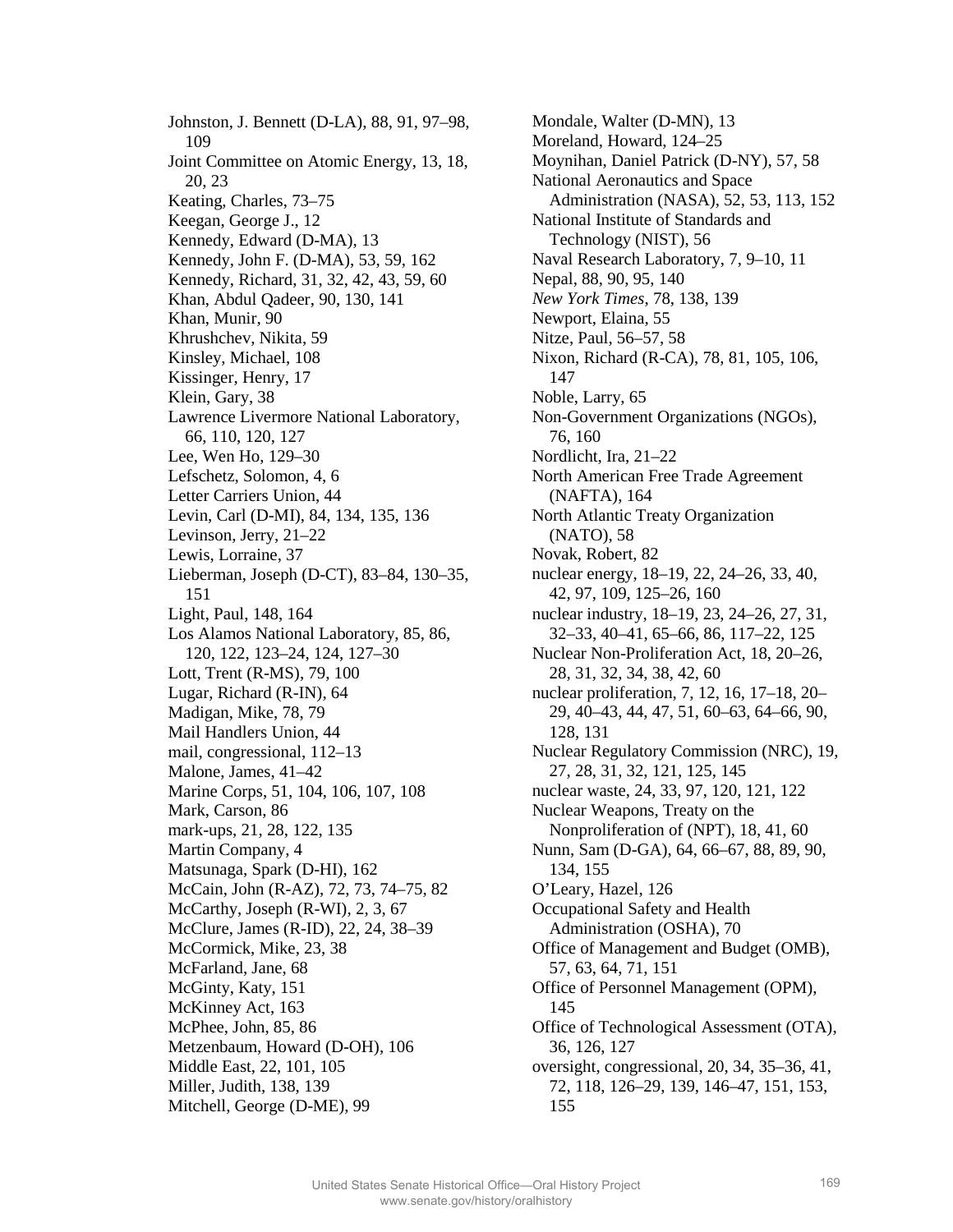Johnston, J. Bennett (D-LA), 88, 91, 97–98, 109
Joint Committee on Atomic Energy, 13, 18, 20, 23
Keating, Charles, 73–75
Keegan, George J., 12
Kennedy, Edward (D-MA), 13
Kennedy, John F. (D-MA), 53, 59, 162
Kennedy, Richard, 31, 32, 42, 43, 59, 60
Khan, Abdul Qadeer, 90, 130, 141
Khan, Munir, 90
Khrushchev, Nikita, 59
Kinsley, Michael, 108
Kissinger, Henry, 17
Klein, Gary, 38
Lawrence Livermore National Laboratory, 66, 110, 120, 127
Lee, Wen Ho, 129–30
Lefschetz, Solomon, 4, 6
Letter Carriers Union, 44
Levin, Carl (D-MI), 84, 134, 135, 136
Levinson, Jerry, 21–22
Lewis, Lorraine, 37
Lieberman, Joseph (D-CT), 83–84, 130–35, 151
Light, Paul, 148, 164
Los Alamos National Laboratory, 85, 86, 120, 122, 123–24, 124, 127–30
Lott, Trent (R-MS), 79, 100
Lugar, Richard (R-IN), 64
Madigan, Mike, 78, 79
Mail Handlers Union, 44
mail, congressional, 112–13
Malone, James, 41–42
Marine Corps, 51, 104, 106, 107, 108
Mark, Carson, 86
mark-ups, 21, 28, 122, 135
Martin Company, 4
Matsunaga, Spark (D-HI), 162
McCain, John (R-AZ), 72, 73, 74–75, 82
McCarthy, Joseph (R-WI), 2, 3, 67
McClure, James (R-ID), 22, 24, 38–39
McCormick, Mike, 23, 38
McFarland, Jane, 68
McGinty, Katy, 151
McKinney Act, 163
McPhee, John, 85, 86
Metzenbaum, Howard (D-OH), 106
Middle East, 22, 101, 105
Miller, Judith, 138, 139
Mitchell, George (D-ME), 99
Mondale, Walter (D-MN), 13
Moreland, Howard, 124–25
Moynihan, Daniel Patrick (D-NY), 57, 58
National Aeronautics and Space Administration (NASA), 52, 53, 113, 152
National Institute of Standards and Technology (NIST), 56
Naval Research Laboratory, 7, 9–10, 11
Nepal, 88, 90, 95, 140
*New York Times*, 78, 138, 139
Newport, Elaina, 55
Nitze, Paul, 56–57, 58
Nixon, Richard (R-CA), 78, 81, 105, 106, 147
Noble, Larry, 65
Non-Government Organizations (NGOs), 76, 160
Nordlicht, Ira, 21–22
North American Free Trade Agreement (NAFTA), 164
North Atlantic Treaty Organization (NATO), 58
Novak, Robert, 82
nuclear energy, 18–19, 22, 24–26, 33, 40, 42, 97, 109, 125–26, 160
nuclear industry, 18–19, 23, 24–26, 27, 31, 32–33, 40–41, 65–66, 86, 117–22, 125
Nuclear Non-Proliferation Act, 18, 20–26, 28, 31, 32, 34, 38, 42, 60
nuclear proliferation, 7, 12, 16, 17–18, 20–29, 40–43, 44, 47, 51, 60–63, 64–66, 90, 128, 131
Nuclear Regulatory Commission (NRC), 19, 27, 28, 31, 32, 121, 125, 145
nuclear waste, 24, 33, 97, 120, 121, 122
Nuclear Weapons, Treaty on the Nonproliferation of (NPT), 18, 41, 60
Nunn, Sam (D-GA), 64, 66–67, 88, 89, 90, 134, 155
O'Leary, Hazel, 126
Occupational Safety and Health Administration (OSHA), 70
Office of Management and Budget (OMB), 57, 63, 64, 71, 151
Office of Personnel Management (OPM), 145
Office of Technological Assessment (OTA), 36, 126, 127
oversight, congressional, 20, 34, 35–36, 41, 72, 118, 126–29, 139, 146–47, 151, 153, 155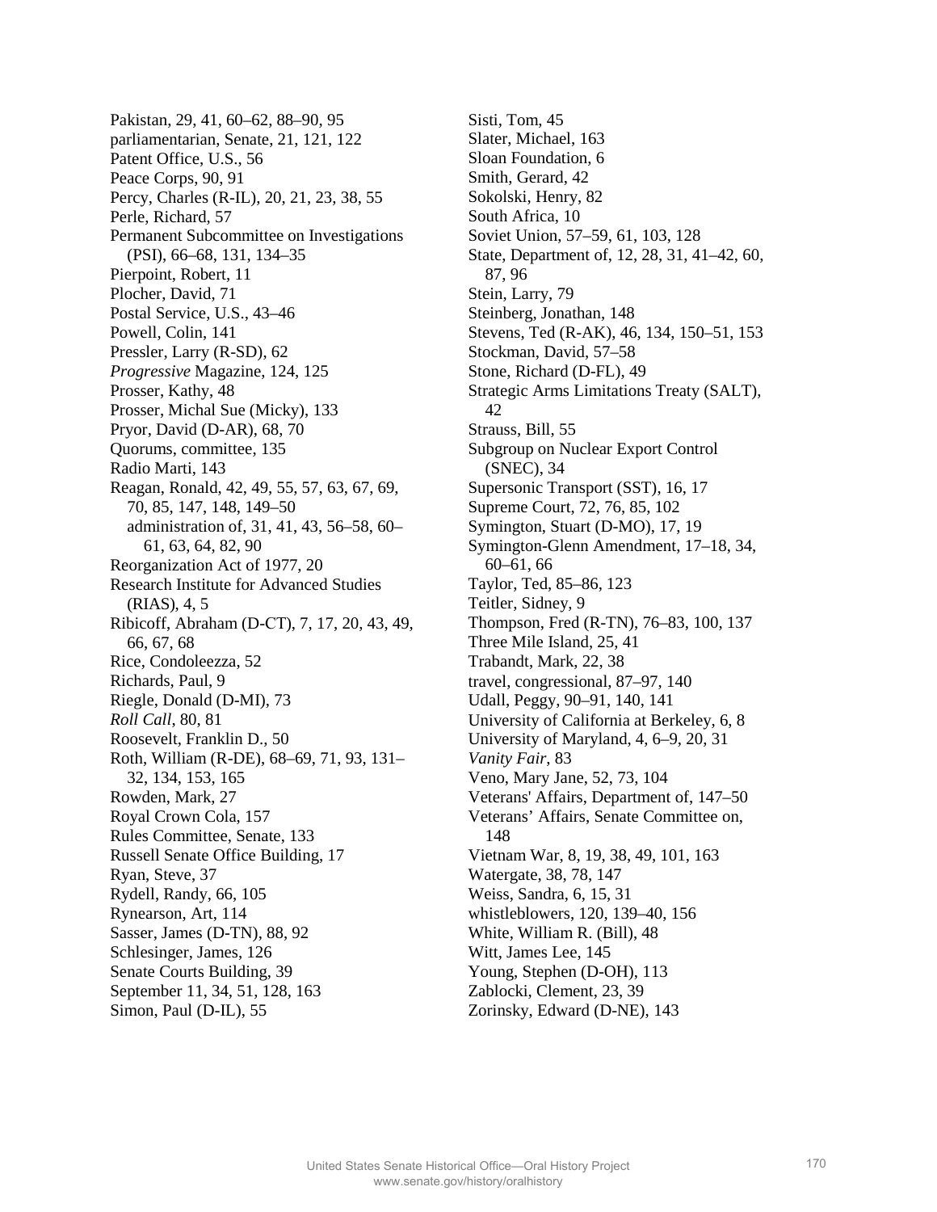Pakistan, 29, 41, 60–62, 88–90, 95
parliamentarian, Senate, 21, 121, 122
Patent Office, U.S., 56
Peace Corps, 90, 91
Percy, Charles (R-IL), 20, 21, 23, 38, 55
Perle, Richard, 57
Permanent Subcommittee on Investigations (PSI), 66–68, 131, 134–35
Pierpoint, Robert, 11
Plocher, David, 71
Postal Service, U.S., 43–46
Powell, Colin, 141
Pressler, Larry (R-SD), 62
*Progressive* Magazine, 124, 125
Prosser, Kathy, 48
Prosser, Michal Sue (Micky), 133
Pryor, David (D-AR), 68, 70
Quorums, committee, 135
Radio Marti, 143
Reagan, Ronald, 42, 49, 55, 57, 63, 67, 69, 70, 85, 147, 148, 149–50
  administration of, 31, 41, 43, 56–58, 60–61, 63, 64, 82, 90
Reorganization Act of 1977, 20
Research Institute for Advanced Studies (RIAS), 4, 5
Ribicoff, Abraham (D-CT), 7, 17, 20, 43, 49, 66, 67, 68
Rice, Condoleezza, 52
Richards, Paul, 9
Riegle, Donald (D-MI), 73
*Roll Call*, 80, 81
Roosevelt, Franklin D., 50
Roth, William (R-DE), 68–69, 71, 93, 131–32, 134, 153, 165
Rowden, Mark, 27
Royal Crown Cola, 157
Rules Committee, Senate, 133
Russell Senate Office Building, 17
Ryan, Steve, 37
Rydell, Randy, 66, 105
Rynearson, Art, 114
Sasser, James (D-TN), 88, 92
Schlesinger, James, 126
Senate Courts Building, 39
September 11, 34, 51, 128, 163
Simon, Paul (D-IL), 55
Sisti, Tom, 45
Slater, Michael, 163
Sloan Foundation, 6
Smith, Gerard, 42
Sokolski, Henry, 82
South Africa, 10
Soviet Union, 57–59, 61, 103, 128
State, Department of, 12, 28, 31, 41–42, 60, 87, 96
Stein, Larry, 79
Steinberg, Jonathan, 148
Stevens, Ted (R-AK), 46, 134, 150–51, 153
Stockman, David, 57–58
Stone, Richard (D-FL), 49
Strategic Arms Limitations Treaty (SALT), 42
Strauss, Bill, 55
Subgroup on Nuclear Export Control (SNEC), 34
Supersonic Transport (SST), 16, 17
Supreme Court, 72, 76, 85, 102
Symington, Stuart (D-MO), 17, 19
Symington-Glenn Amendment, 17–18, 34, 60–61, 66
Taylor, Ted, 85–86, 123
Teitler, Sidney, 9
Thompson, Fred (R-TN), 76–83, 100, 137
Three Mile Island, 25, 41
Trabandt, Mark, 22, 38
travel, congressional, 87–97, 140
Udall, Peggy, 90–91, 140, 141
University of California at Berkeley, 6, 8
University of Maryland, 4, 6–9, 20, 31
*Vanity Fair*, 83
Veno, Mary Jane, 52, 73, 104
Veterans' Affairs, Department of, 147–50
Veterans' Affairs, Senate Committee on, 148
Vietnam War, 8, 19, 38, 49, 101, 163
Watergate, 38, 78, 147
Weiss, Sandra, 6, 15, 31
whistleblowers, 120, 139–40, 156
White, William R. (Bill), 48
Witt, James Lee, 145
Young, Stephen (D-OH), 113
Zablocki, Clement, 23, 39
Zorinsky, Edward (D-NE), 143